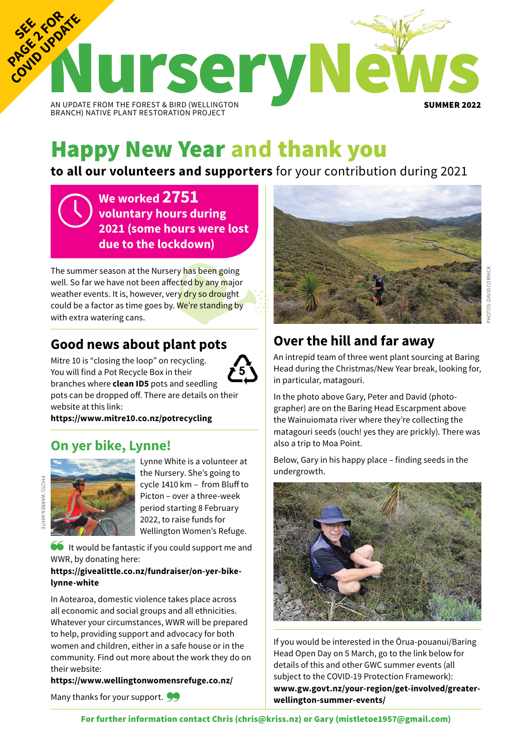SEE PAGE 2 FOR COVID UPDATE

# NurseryNews

AN UPDATE FROM THE FOREST & BIRD (WELLINGTON BRANCH) NATIVE PLANT RESTORATION PROJECT

**SUMMER 2022**

# Happy New Year and thank you

**to all our volunteers and supporters** for your contribution during 2021

**We worked 2751 voluntary hours during 2021 (some hours were lost due to the lockdown)**

The summer season at the Nursery has been going well. So far we have not been affected by any major weather events. It is, however, very dry so drought could be a factor as time goes by. We're standing by with extra watering cans.

## Good news about plant pots

Mitre 10 is "closing the loop" on recycling. You will find a Pot Recycle Box in their branches where **clean ID5** pots and seedling pots can be dropped off. There are details on their website at this link:
**https://www.mitre10.co.nz/potrecycling**

## On yer bike, Lynne!

PHOTO: WARREN WHITE

Lynne White is a volunteer at the Nursery. She's going to cycle 1410 km – from Bluff to Picton – over a three-week period starting 8 February 2022, to raise funds for Wellington Women's Refuge.

"It would be fantastic if you could support me and WWR, by donating here:
**https://givealittle.co.nz/fundraiser/on-yer-bike-lynne-white**

In Aotearoa, domestic violence takes place across all economic and social groups and all ethnicities. Whatever your circumstances, WWR will be prepared to help, providing support and advocacy for both women and children, either in a safe house or in the community. Find out more about the work they do on their website:
**https://www.wellingtonwomensrefuge.co.nz/**

Many thanks for your support."

PHOTOS: DAVID CORNICK

## Over the hill and far away

An intrepid team of three went plant sourcing at Baring Head during the Christmas/New Year break, looking for, in particular, matagouri.

In the photo above Gary, Peter and David (photographer) are on the Baring Head Escarpment above the Wainuiomata river where they're collecting the matagouri seeds (ouch! yes they are prickly). There was also a trip to Moa Point.

Below, Gary in his happy place – finding seeds in the undergrowth.

If you would be interested in the Ōrua-pouanui/Baring Head Open Day on 5 March, go to the link below for details of this and other GWC summer events (all subject to the COVID-19 Protection Framework):
**www.gw.govt.nz/your-region/get-involved/greater-wellington-summer-events/**

**For further information contact Chris (chris@kriss.nz) or Gary (mistletoe1957@gmail.com)**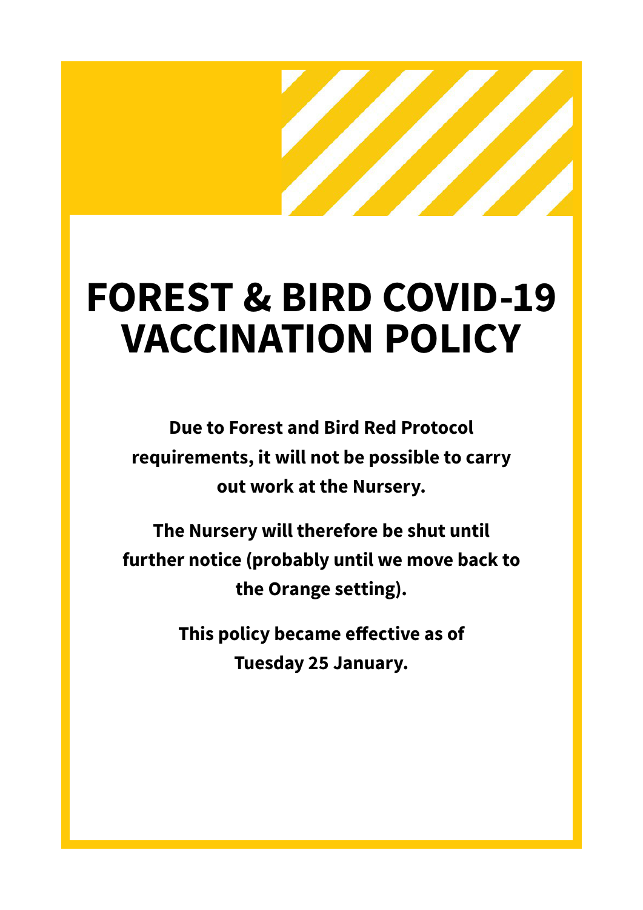# FOREST & BIRD COVID-19 VACCINATION POLICY

**Due to Forest and Bird Red Protocol requirements, it will not be possible to carry out work at the Nursery.**

**The Nursery will therefore be shut until further notice (probably until we move back to the Orange setting).**

**This policy became effective as of Tuesday 25 January.**